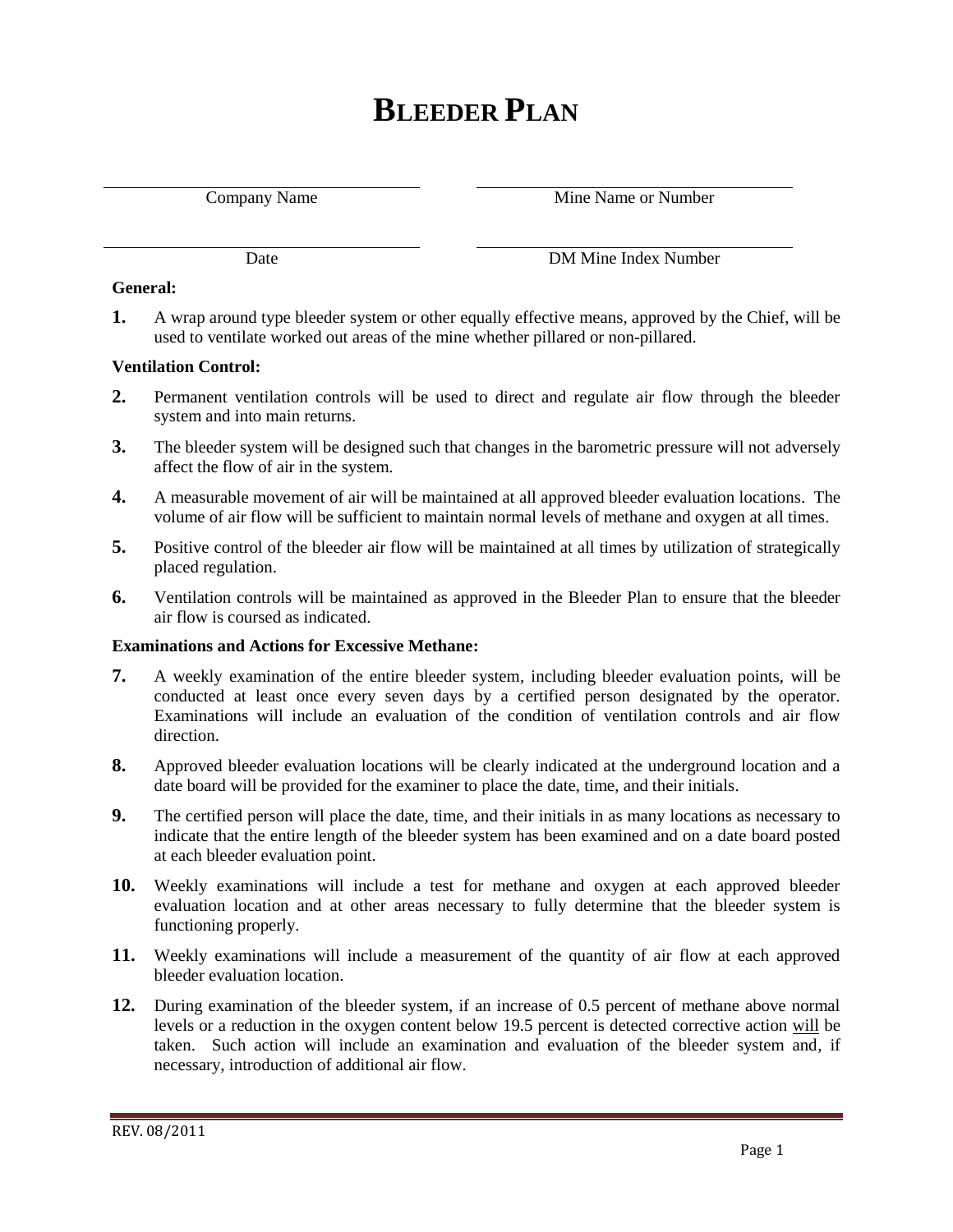# BLEEDER PLAN

| | |
|---|---|
| Company Name | Mine Name or Number |
| Date | DM Mine Index Number |

**General:**

**1.** A wrap around type bleeder system or other equally effective means, approved by the Chief, will be used to ventilate worked out areas of the mine whether pillared or non-pillared.

**Ventilation Control:**

**2.** Permanent ventilation controls will be used to direct and regulate air flow through the bleeder system and into main returns.

**3.** The bleeder system will be designed such that changes in the barometric pressure will not adversely affect the flow of air in the system.

**4.** A measurable movement of air will be maintained at all approved bleeder evaluation locations. The volume of air flow will be sufficient to maintain normal levels of methane and oxygen at all times.

**5.** Positive control of the bleeder air flow will be maintained at all times by utilization of strategically placed regulation.

**6.** Ventilation controls will be maintained as approved in the Bleeder Plan to ensure that the bleeder air flow is coursed as indicated.

**Examinations and Actions for Excessive Methane:**

**7.** A weekly examination of the entire bleeder system, including bleeder evaluation points, will be conducted at least once every seven days by a certified person designated by the operator. Examinations will include an evaluation of the condition of ventilation controls and air flow direction.

**8.** Approved bleeder evaluation locations will be clearly indicated at the underground location and a date board will be provided for the examiner to place the date, time, and their initials.

**9.** The certified person will place the date, time, and their initials in as many locations as necessary to indicate that the entire length of the bleeder system has been examined and on a date board posted at each bleeder evaluation point.

**10.** Weekly examinations will include a test for methane and oxygen at each approved bleeder evaluation location and at other areas necessary to fully determine that the bleeder system is functioning properly.

**11.** Weekly examinations will include a measurement of the quantity of air flow at each approved bleeder evaluation location.

**12.** During examination of the bleeder system, if an increase of 0.5 percent of methane above normal levels or a reduction in the oxygen content below 19.5 percent is detected corrective action <u>will</u> be taken. Such action will include an examination and evaluation of the bleeder system and, if necessary, introduction of additional air flow.

REV. 08/2011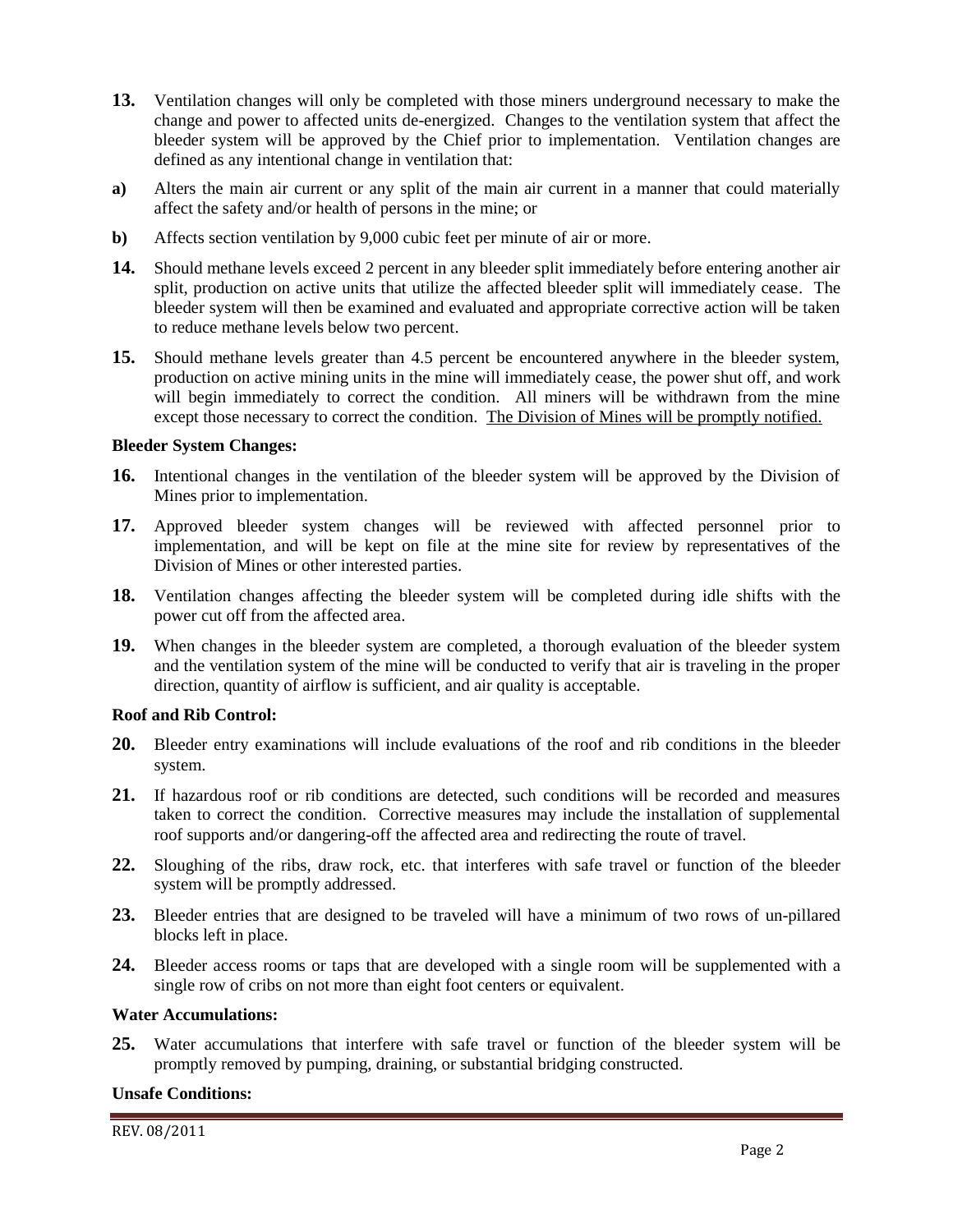**13.** Ventilation changes will only be completed with those miners underground necessary to make the change and power to affected units de-energized. Changes to the ventilation system that affect the bleeder system will be approved by the Chief prior to implementation. Ventilation changes are defined as any intentional change in ventilation that:

**a)** Alters the main air current or any split of the main air current in a manner that could materially affect the safety and/or health of persons in the mine; or

**b)** Affects section ventilation by 9,000 cubic feet per minute of air or more.

**14.** Should methane levels exceed 2 percent in any bleeder split immediately before entering another air split, production on active units that utilize the affected bleeder split will immediately cease. The bleeder system will then be examined and evaluated and appropriate corrective action will be taken to reduce methane levels below two percent.

**15.** Should methane levels greater than 4.5 percent be encountered anywhere in the bleeder system, production on active mining units in the mine will immediately cease, the power shut off, and work will begin immediately to correct the condition. All miners will be withdrawn from the mine except those necessary to correct the condition. <u>The Division of Mines will be promptly notified.</u>

**Bleeder System Changes:**

**16.** Intentional changes in the ventilation of the bleeder system will be approved by the Division of Mines prior to implementation.

**17.** Approved bleeder system changes will be reviewed with affected personnel prior to implementation, and will be kept on file at the mine site for review by representatives of the Division of Mines or other interested parties.

**18.** Ventilation changes affecting the bleeder system will be completed during idle shifts with the power cut off from the affected area.

**19.** When changes in the bleeder system are completed, a thorough evaluation of the bleeder system and the ventilation system of the mine will be conducted to verify that air is traveling in the proper direction, quantity of airflow is sufficient, and air quality is acceptable.

**Roof and Rib Control:**

**20.** Bleeder entry examinations will include evaluations of the roof and rib conditions in the bleeder system.

**21.** If hazardous roof or rib conditions are detected, such conditions will be recorded and measures taken to correct the condition. Corrective measures may include the installation of supplemental roof supports and/or dangering-off the affected area and redirecting the route of travel.

**22.** Sloughing of the ribs, draw rock, etc. that interferes with safe travel or function of the bleeder system will be promptly addressed.

**23.** Bleeder entries that are designed to be traveled will have a minimum of two rows of un-pillared blocks left in place.

**24.** Bleeder access rooms or taps that are developed with a single room will be supplemented with a single row of cribs on not more than eight foot centers or equivalent.

**Water Accumulations:**

**25.** Water accumulations that interfere with safe travel or function of the bleeder system will be promptly removed by pumping, draining, or substantial bridging constructed.

**Unsafe Conditions:**

REV. 08/2011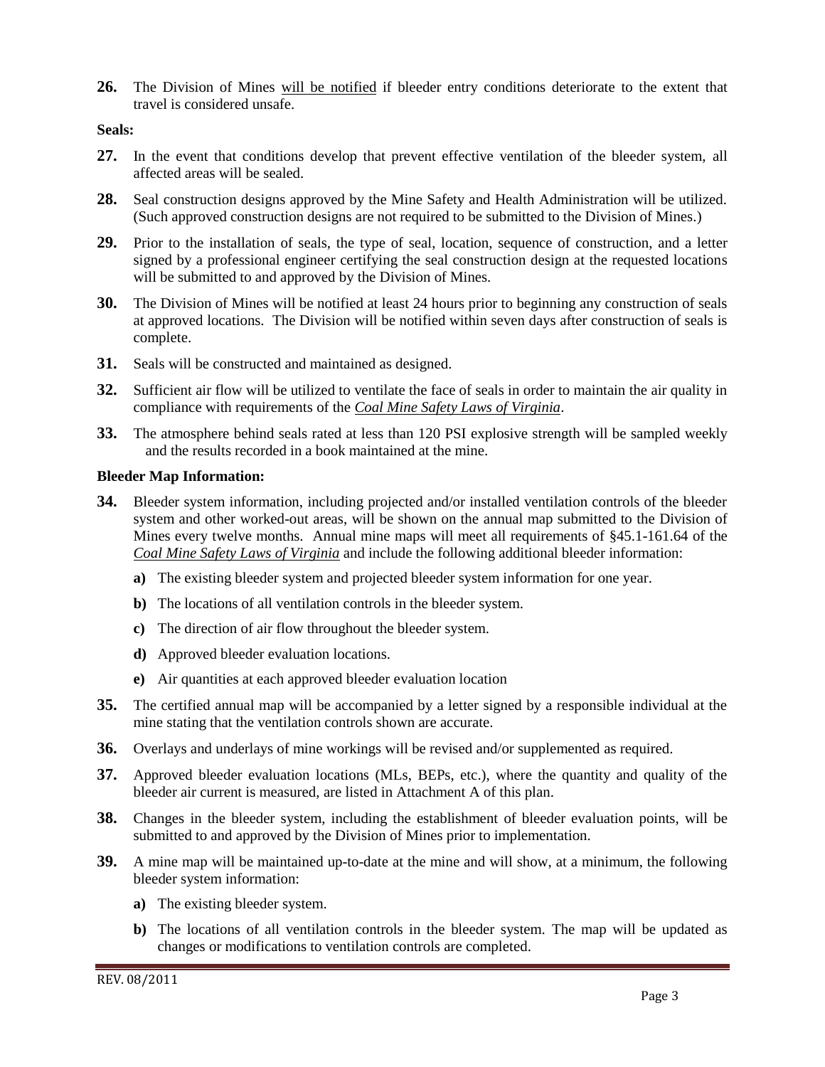**26.** The Division of Mines will be notified if bleeder entry conditions deteriorate to the extent that travel is considered unsafe.

**Seals:**

**27.** In the event that conditions develop that prevent effective ventilation of the bleeder system, all affected areas will be sealed.

**28.** Seal construction designs approved by the Mine Safety and Health Administration will be utilized. (Such approved construction designs are not required to be submitted to the Division of Mines.)

**29.** Prior to the installation of seals, the type of seal, location, sequence of construction, and a letter signed by a professional engineer certifying the seal construction design at the requested locations will be submitted to and approved by the Division of Mines.

**30.** The Division of Mines will be notified at least 24 hours prior to beginning any construction of seals at approved locations. The Division will be notified within seven days after construction of seals is complete.

**31.** Seals will be constructed and maintained as designed.

**32.** Sufficient air flow will be utilized to ventilate the face of seals in order to maintain the air quality in compliance with requirements of the *Coal Mine Safety Laws of Virginia*.

**33.** The atmosphere behind seals rated at less than 120 PSI explosive strength will be sampled weekly and the results recorded in a book maintained at the mine.

**Bleeder Map Information:**

**34.** Bleeder system information, including projected and/or installed ventilation controls of the bleeder system and other worked-out areas, will be shown on the annual map submitted to the Division of Mines every twelve months. Annual mine maps will meet all requirements of §45.1-161.64 of the *Coal Mine Safety Laws of Virginia* and include the following additional bleeder information:

- **a)** The existing bleeder system and projected bleeder system information for one year.
- **b)** The locations of all ventilation controls in the bleeder system.
- **c)** The direction of air flow throughout the bleeder system.
- **d)** Approved bleeder evaluation locations.
- **e)** Air quantities at each approved bleeder evaluation location

**35.** The certified annual map will be accompanied by a letter signed by a responsible individual at the mine stating that the ventilation controls shown are accurate.

**36.** Overlays and underlays of mine workings will be revised and/or supplemented as required.

**37.** Approved bleeder evaluation locations (MLs, BEPs, etc.), where the quantity and quality of the bleeder air current is measured, are listed in Attachment A of this plan.

**38.** Changes in the bleeder system, including the establishment of bleeder evaluation points, will be submitted to and approved by the Division of Mines prior to implementation.

**39.** A mine map will be maintained up-to-date at the mine and will show, at a minimum, the following bleeder system information:

- **a)** The existing bleeder system.
- **b)** The locations of all ventilation controls in the bleeder system. The map will be updated as changes or modifications to ventilation controls are completed.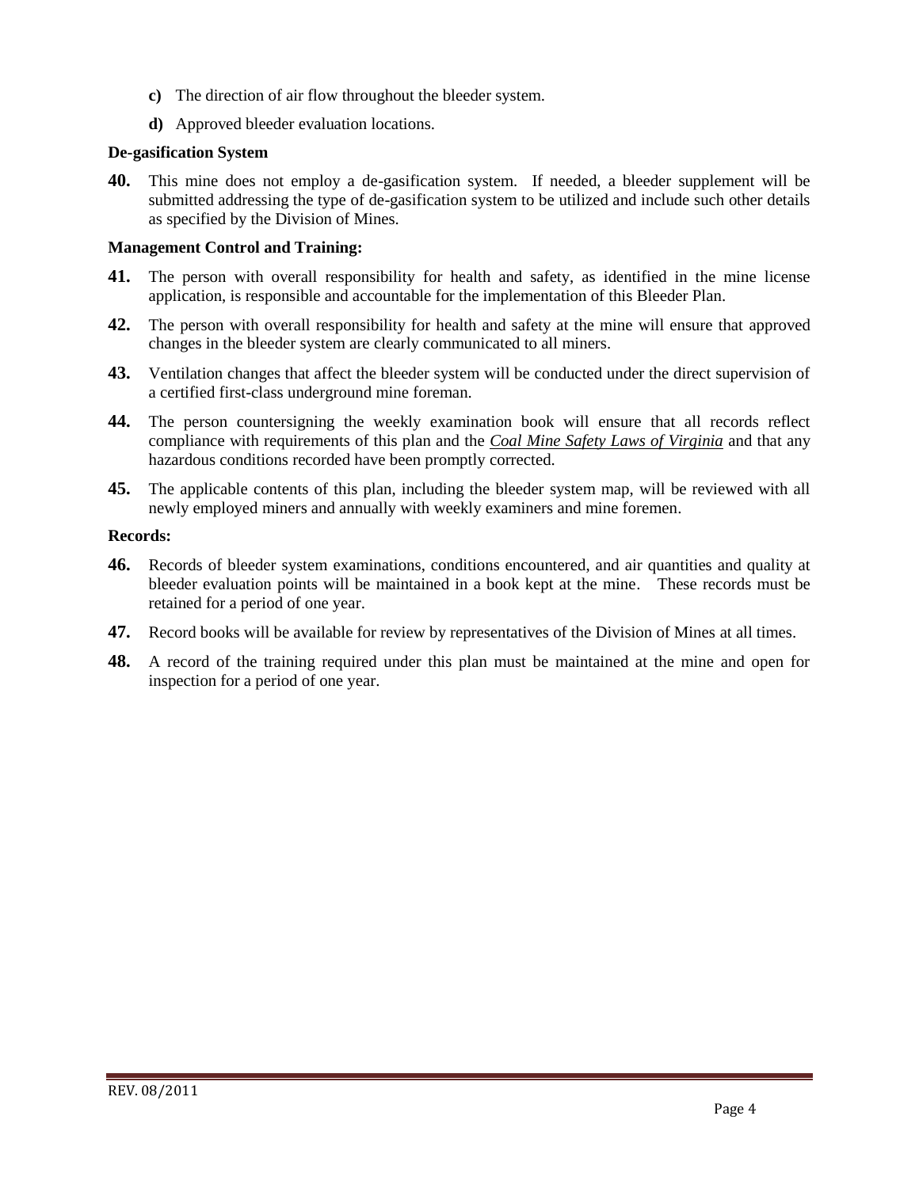**c)** The direction of air flow throughout the bleeder system.

**d)** Approved bleeder evaluation locations.

**De-gasification System**

**40.** This mine does not employ a de-gasification system. If needed, a bleeder supplement will be submitted addressing the type of de-gasification system to be utilized and include such other details as specified by the Division of Mines.

**Management Control and Training:**

**41.** The person with overall responsibility for health and safety, as identified in the mine license application, is responsible and accountable for the implementation of this Bleeder Plan.

**42.** The person with overall responsibility for health and safety at the mine will ensure that approved changes in the bleeder system are clearly communicated to all miners.

**43.** Ventilation changes that affect the bleeder system will be conducted under the direct supervision of a certified first-class underground mine foreman.

**44.** The person countersigning the weekly examination book will ensure that all records reflect compliance with requirements of this plan and the ***Coal Mine Safety Laws of Virginia*** and that any hazardous conditions recorded have been promptly corrected.

**45.** The applicable contents of this plan, including the bleeder system map, will be reviewed with all newly employed miners and annually with weekly examiners and mine foremen.

**Records:**

**46.** Records of bleeder system examinations, conditions encountered, and air quantities and quality at bleeder evaluation points will be maintained in a book kept at the mine. These records must be retained for a period of one year.

**47.** Record books will be available for review by representatives of the Division of Mines at all times.

**48.** A record of the training required under this plan must be maintained at the mine and open for inspection for a period of one year.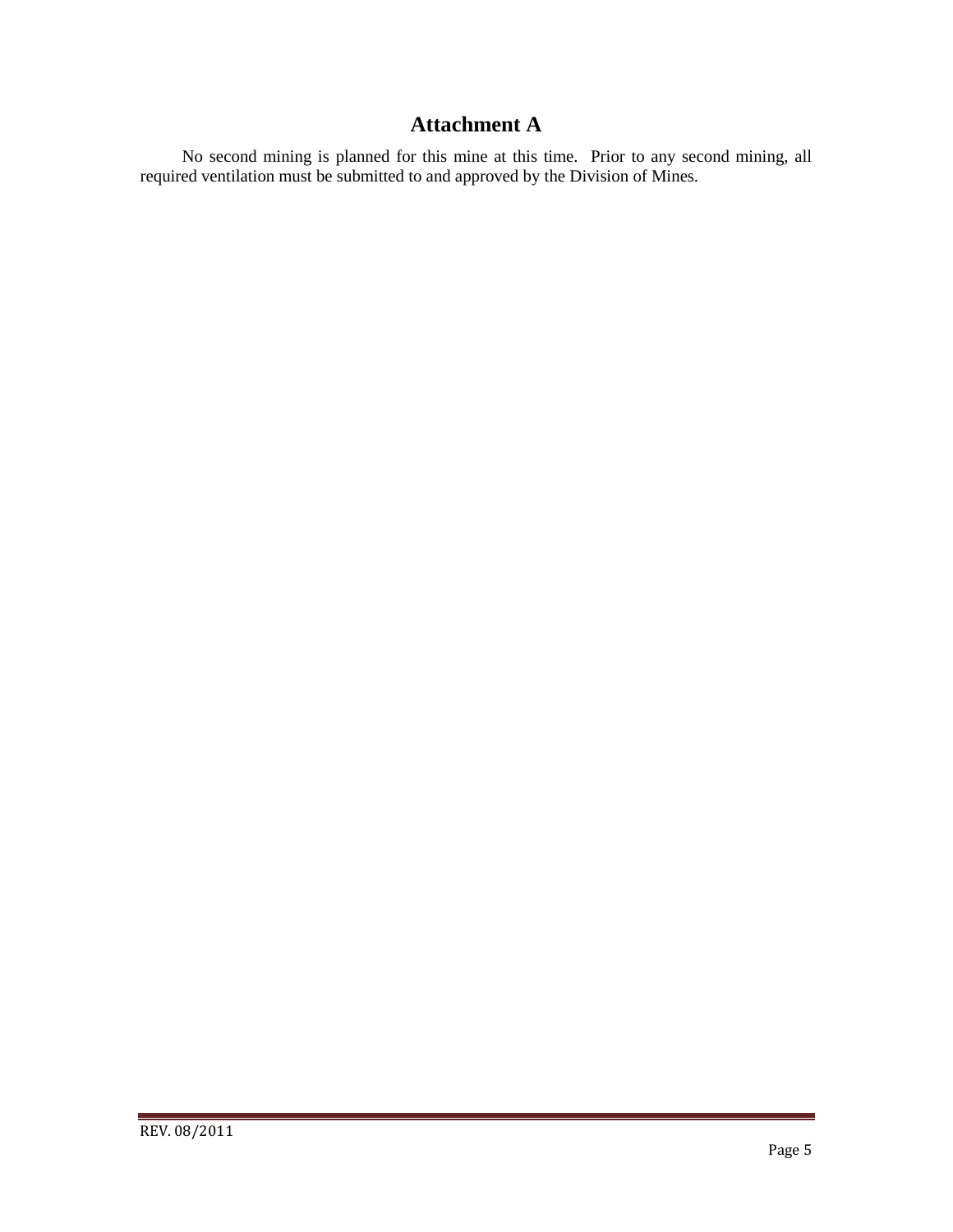# Attachment A

No second mining is planned for this mine at this time. Prior to any second mining, all required ventilation must be submitted to and approved by the Division of Mines.